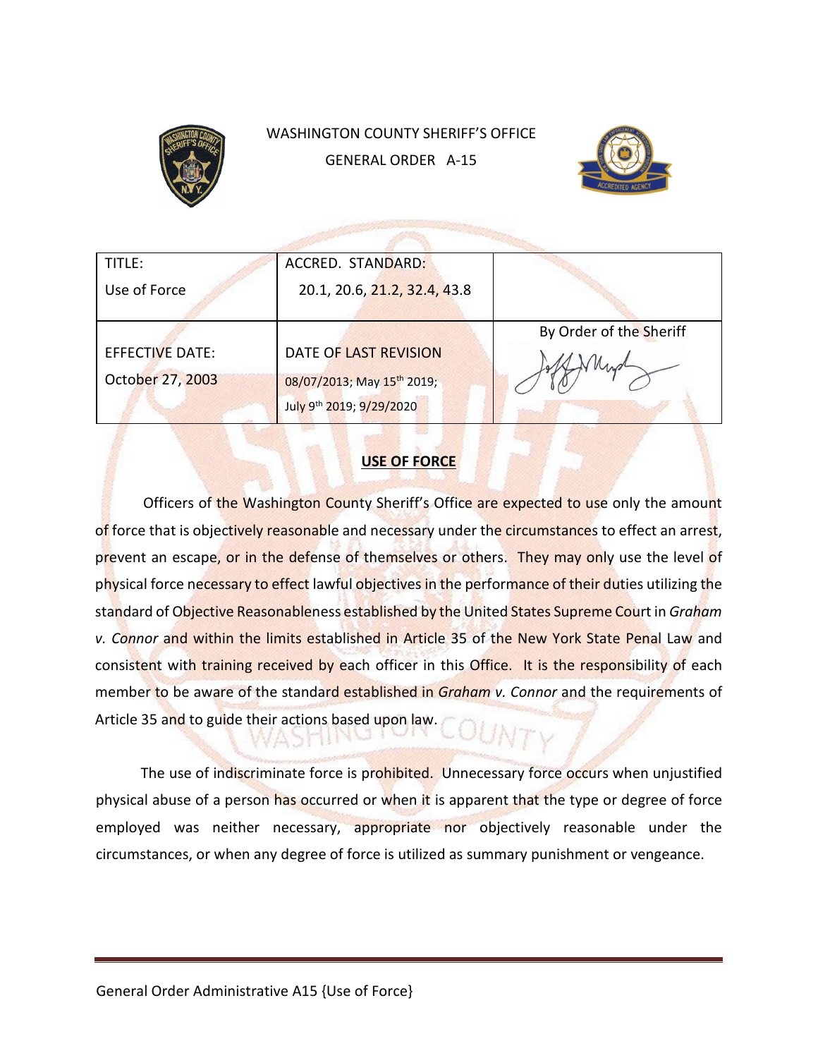WASHINGTON COUNTY SHERIFF'S OFFICE

GENERAL ORDER A-15

| TITLE: Use of Force | ACCRED. STANDARD: 20.1, 20.6, 21.2, 32.4, 43.8 | |
|---|---|---|
| EFFECTIVE DATE: October 27, 2003 | DATE OF LAST REVISION 08/07/2013; May 15th 2019; July 9th 2019; 9/29/2020 | By Order of the Sheriff |

## USE OF FORCE

Officers of the Washington County Sheriff's Office are expected to use only the amount of force that is objectively reasonable and necessary under the circumstances to effect an arrest, prevent an escape, or in the defense of themselves or others. They may only use the level of physical force necessary to effect lawful objectives in the performance of their duties utilizing the standard of Objective Reasonableness established by the United States Supreme Court in *Graham v. Connor* and within the limits established in Article 35 of the New York State Penal Law and consistent with training received by each officer in this Office. It is the responsibility of each member to be aware of the standard established in *Graham v. Connor* and the requirements of Article 35 and to guide their actions based upon law.

The use of indiscriminate force is prohibited. Unnecessary force occurs when unjustified physical abuse of a person has occurred or when it is apparent that the type or degree of force employed was neither necessary, appropriate nor objectively reasonable under the circumstances, or when any degree of force is utilized as summary punishment or vengeance.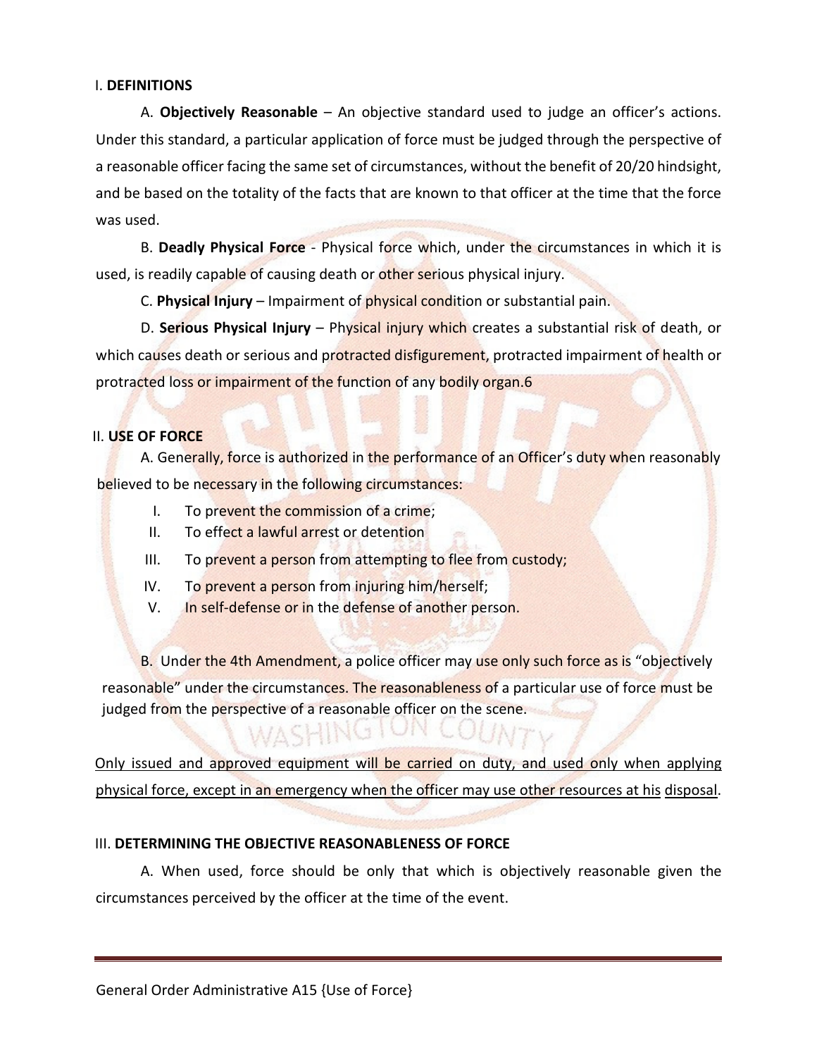I. **DEFINITIONS**

A. **Objectively Reasonable** – An objective standard used to judge an officer's actions. Under this standard, a particular application of force must be judged through the perspective of a reasonable officer facing the same set of circumstances, without the benefit of 20/20 hindsight, and be based on the totality of the facts that are known to that officer at the time that the force was used.

B. **Deadly Physical Force** - Physical force which, under the circumstances in which it is used, is readily capable of causing death or other serious physical injury.

C. **Physical Injury** – Impairment of physical condition or substantial pain.

D. **Serious Physical Injury** – Physical injury which creates a substantial risk of death, or which causes death or serious and protracted disfigurement, protracted impairment of health or protracted loss or impairment of the function of any bodily organ.6

II. **USE OF FORCE**

A. Generally, force is authorized in the performance of an Officer's duty when reasonably believed to be necessary in the following circumstances:

I. To prevent the commission of a crime;
II. To effect a lawful arrest or detention
III. To prevent a person from attempting to flee from custody;
IV. To prevent a person from injuring him/herself;
V. In self-defense or in the defense of another person.

B. Under the 4th Amendment, a police officer may use only such force as is "objectively reasonable" under the circumstances. The reasonableness of a particular use of force must be judged from the perspective of a reasonable officer on the scene.

<u>Only issued and approved equipment will be carried on duty, and used only when applying physical force, except in an emergency when the officer may use other resources at his disposal</u>.

III. **DETERMINING THE OBJECTIVE REASONABLENESS OF FORCE**

A. When used, force should be only that which is objectively reasonable given the circumstances perceived by the officer at the time of the event.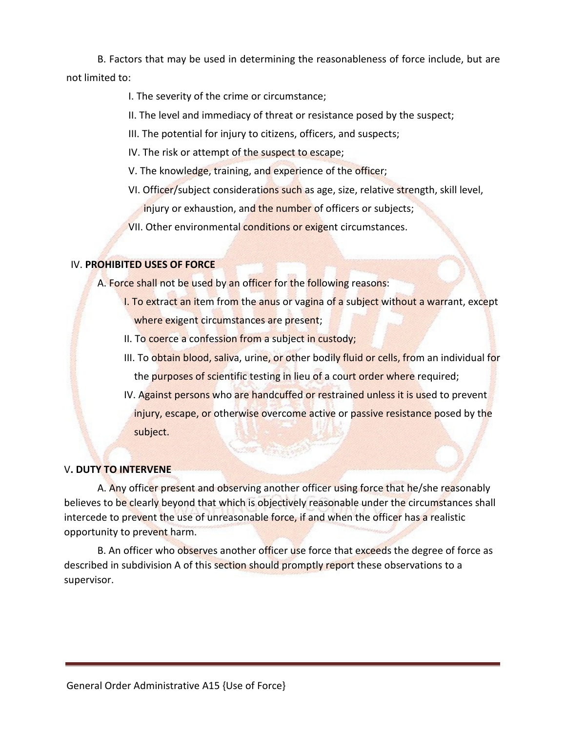B. Factors that may be used in determining the reasonableness of force include, but are not limited to:

I. The severity of the crime or circumstance;

II. The level and immediacy of threat or resistance posed by the suspect;

III. The potential for injury to citizens, officers, and suspects;

IV. The risk or attempt of the suspect to escape;

V. The knowledge, training, and experience of the officer;

VI. Officer/subject considerations such as age, size, relative strength, skill level, injury or exhaustion, and the number of officers or subjects;

VII. Other environmental conditions or exigent circumstances.

## IV. **PROHIBITED USES OF FORCE**

A. Force shall not be used by an officer for the following reasons:

I. To extract an item from the anus or vagina of a subject without a warrant, except where exigent circumstances are present;

II. To coerce a confession from a subject in custody;

III. To obtain blood, saliva, urine, or other bodily fluid or cells, from an individual for the purposes of scientific testing in lieu of a court order where required;

IV. Against persons who are handcuffed or restrained unless it is used to prevent injury, escape, or otherwise overcome active or passive resistance posed by the subject.

## V**. DUTY TO INTERVENE**

A. Any officer present and observing another officer using force that he/she reasonably believes to be clearly beyond that which is objectively reasonable under the circumstances shall intercede to prevent the use of unreasonable force, if and when the officer has a realistic opportunity to prevent harm.

B. An officer who observes another officer use force that exceeds the degree of force as described in subdivision A of this section should promptly report these observations to a supervisor.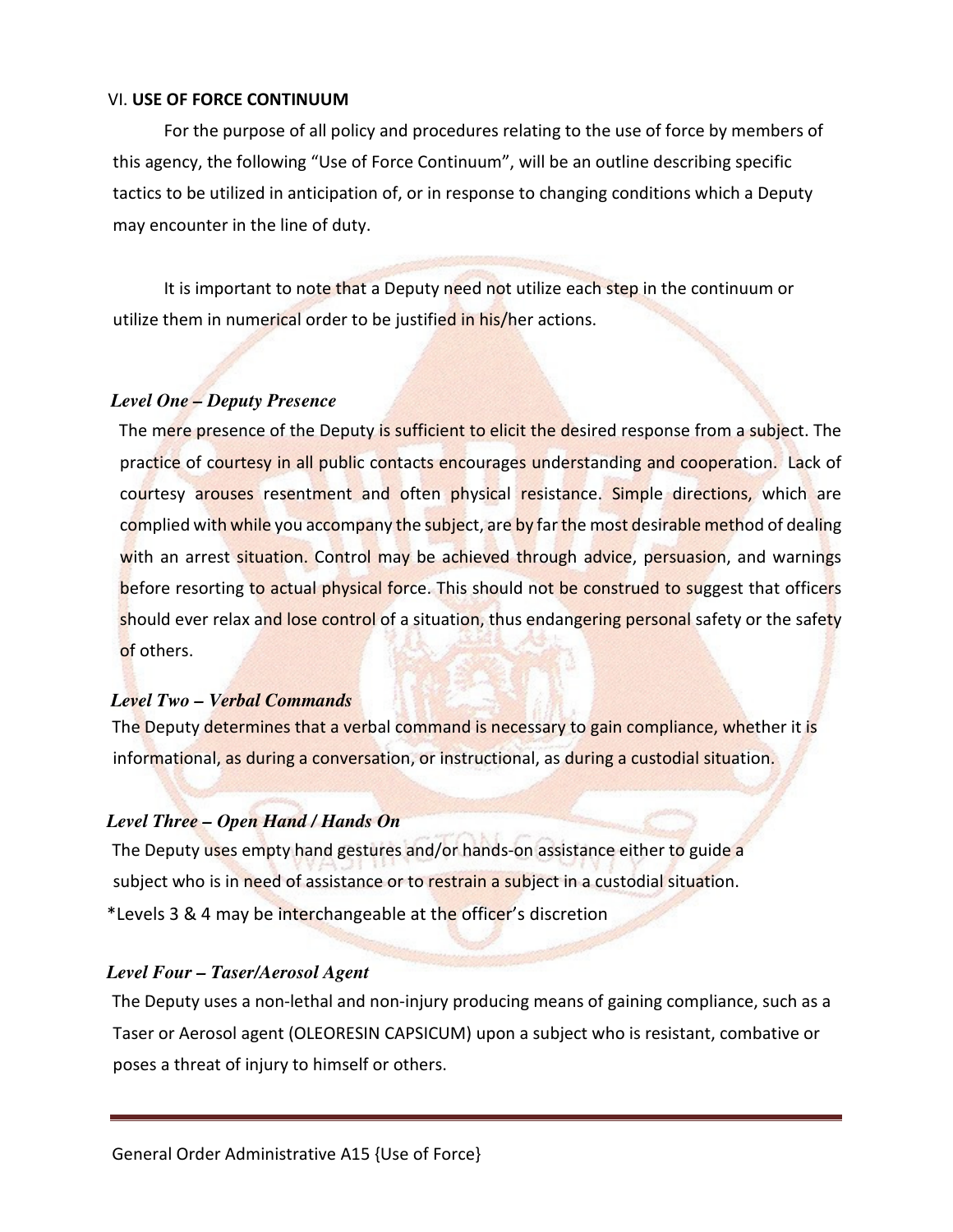VI. **USE OF FORCE CONTINUUM**

For the purpose of all policy and procedures relating to the use of force by members of this agency, the following "Use of Force Continuum", will be an outline describing specific tactics to be utilized in anticipation of, or in response to changing conditions which a Deputy may encounter in the line of duty.

It is important to note that a Deputy need not utilize each step in the continuum or utilize them in numerical order to be justified in his/her actions.

***Level One – Deputy Presence***

The mere presence of the Deputy is sufficient to elicit the desired response from a subject. The practice of courtesy in all public contacts encourages understanding and cooperation. Lack of courtesy arouses resentment and often physical resistance. Simple directions, which are complied with while you accompany the subject, are by far the most desirable method of dealing with an arrest situation. Control may be achieved through advice, persuasion, and warnings before resorting to actual physical force. This should not be construed to suggest that officers should ever relax and lose control of a situation, thus endangering personal safety or the safety of others.

***Level Two – Verbal Commands***

The Deputy determines that a verbal command is necessary to gain compliance, whether it is informational, as during a conversation, or instructional, as during a custodial situation.

***Level Three – Open Hand / Hands On***

The Deputy uses empty hand gestures and/or hands-on assistance either to guide a subject who is in need of assistance or to restrain a subject in a custodial situation.

*Levels 3 & 4 may be interchangeable at the officer's discretion

***Level Four – Taser/Aerosol Agent***

The Deputy uses a non-lethal and non-injury producing means of gaining compliance, such as a Taser or Aerosol agent (OLEORESIN CAPSICUM) upon a subject who is resistant, combative or poses a threat of injury to himself or others.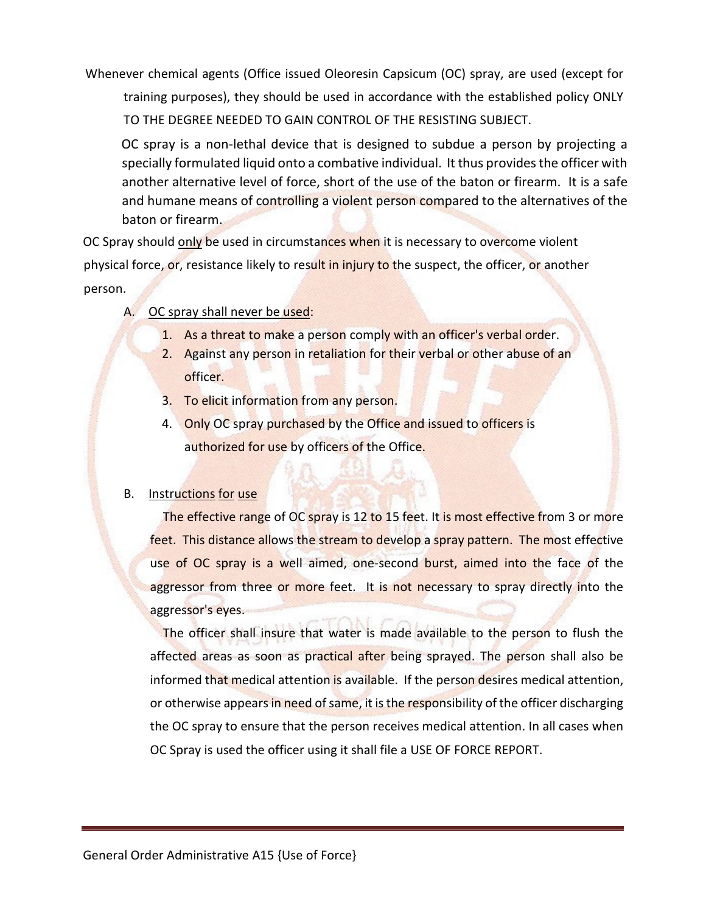Whenever chemical agents (Office issued Oleoresin Capsicum (OC) spray, are used (except for training purposes), they should be used in accordance with the established policy ONLY TO THE DEGREE NEEDED TO GAIN CONTROL OF THE RESISTING SUBJECT.

OC spray is a non-lethal device that is designed to subdue a person by projecting a specially formulated liquid onto a combative individual. It thus provides the officer with another alternative level of force, short of the use of the baton or firearm. It is a safe and humane means of controlling a violent person compared to the alternatives of the baton or firearm.

OC Spray should <u>only</u> be used in circumstances when it is necessary to overcome violent physical force, or, resistance likely to result in injury to the suspect, the officer, or another person.

A. <u>OC spray shall never be used</u>:

1. As a threat to make a person comply with an officer's verbal order.
2. Against any person in retaliation for their verbal or other abuse of an officer.
3. To elicit information from any person.
4. Only OC spray purchased by the Office and issued to officers is authorized for use by officers of the Office.

B. <u>Instructions for use</u>

The effective range of OC spray is 12 to 15 feet. It is most effective from 3 or more feet. This distance allows the stream to develop a spray pattern. The most effective use of OC spray is a well aimed, one-second burst, aimed into the face of the aggressor from three or more feet. It is not necessary to spray directly into the aggressor's eyes.

The officer shall insure that water is made available to the person to flush the affected areas as soon as practical after being sprayed. The person shall also be informed that medical attention is available. If the person desires medical attention, or otherwise appears in need of same, it is the responsibility of the officer discharging the OC spray to ensure that the person receives medical attention. In all cases when OC Spray is used the officer using it shall file a USE OF FORCE REPORT.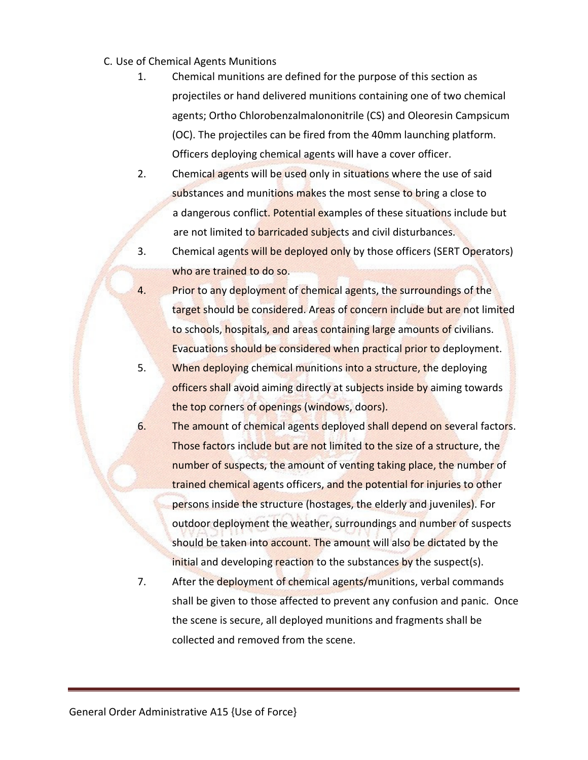C. Use of Chemical Agents Munitions

1. Chemical munitions are defined for the purpose of this section as projectiles or hand delivered munitions containing one of two chemical agents; Ortho Chlorobenzalmalononitrile (CS) and Oleoresin Campsicum (OC). The projectiles can be fired from the 40mm launching platform. Officers deploying chemical agents will have a cover officer.
2. Chemical agents will be used only in situations where the use of said substances and munitions makes the most sense to bring a close to a dangerous conflict. Potential examples of these situations include but are not limited to barricaded subjects and civil disturbances.
3. Chemical agents will be deployed only by those officers (SERT Operators) who are trained to do so.
4. Prior to any deployment of chemical agents, the surroundings of the target should be considered. Areas of concern include but are not limited to schools, hospitals, and areas containing large amounts of civilians. Evacuations should be considered when practical prior to deployment.
5. When deploying chemical munitions into a structure, the deploying officers shall avoid aiming directly at subjects inside by aiming towards the top corners of openings (windows, doors).
6. The amount of chemical agents deployed shall depend on several factors. Those factors include but are not limited to the size of a structure, the number of suspects, the amount of venting taking place, the number of trained chemical agents officers, and the potential for injuries to other persons inside the structure (hostages, the elderly and juveniles). For outdoor deployment the weather, surroundings and number of suspects should be taken into account. The amount will also be dictated by the initial and developing reaction to the substances by the suspect(s).
7. After the deployment of chemical agents/munitions, verbal commands shall be given to those affected to prevent any confusion and panic. Once the scene is secure, all deployed munitions and fragments shall be collected and removed from the scene.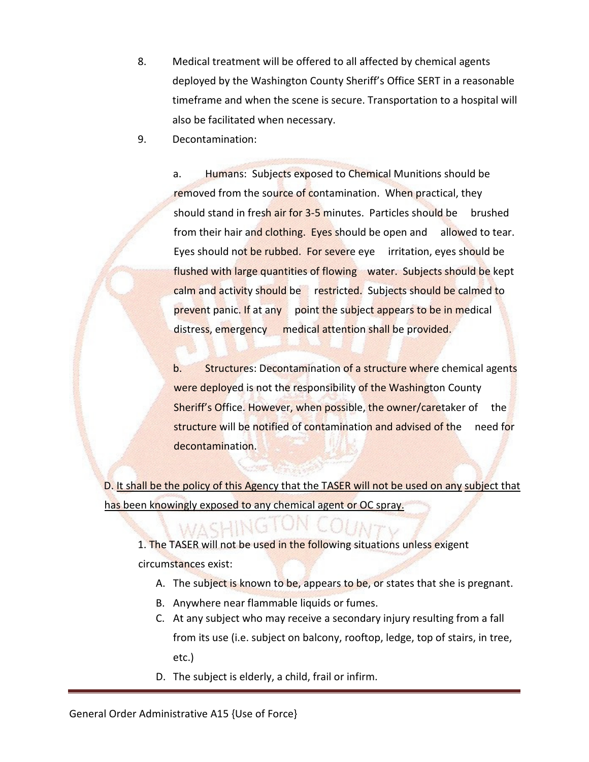8. Medical treatment will be offered to all affected by chemical agents deployed by the Washington County Sheriff's Office SERT in a reasonable timeframe and when the scene is secure. Transportation to a hospital will also be facilitated when necessary.

9. Decontamination:

   a. Humans: Subjects exposed to Chemical Munitions should be removed from the source of contamination. When practical, they should stand in fresh air for 3-5 minutes. Particles should be brushed from their hair and clothing. Eyes should be open and allowed to tear. Eyes should not be rubbed. For severe eye irritation, eyes should be flushed with large quantities of flowing water. Subjects should be kept calm and activity should be restricted. Subjects should be calmed to prevent panic. If at any point the subject appears to be in medical distress, emergency medical attention shall be provided.

   b. Structures: Decontamination of a structure where chemical agents were deployed is not the responsibility of the Washington County Sheriff's Office. However, when possible, the owner/caretaker of the structure will be notified of contamination and advised of the need for decontamination.

D. <u>It shall be the policy of this Agency that the TASER will not be used on any subject that has been knowingly exposed to any chemical agent or OC spray.</u>

1. The TASER will not be used in the following situations unless exigent circumstances exist:

   A. The subject is known to be, appears to be, or states that she is pregnant.
   B. Anywhere near flammable liquids or fumes.
   C. At any subject who may receive a secondary injury resulting from a fall from its use (i.e. subject on balcony, rooftop, ledge, top of stairs, in tree, etc.)
   D. The subject is elderly, a child, frail or infirm.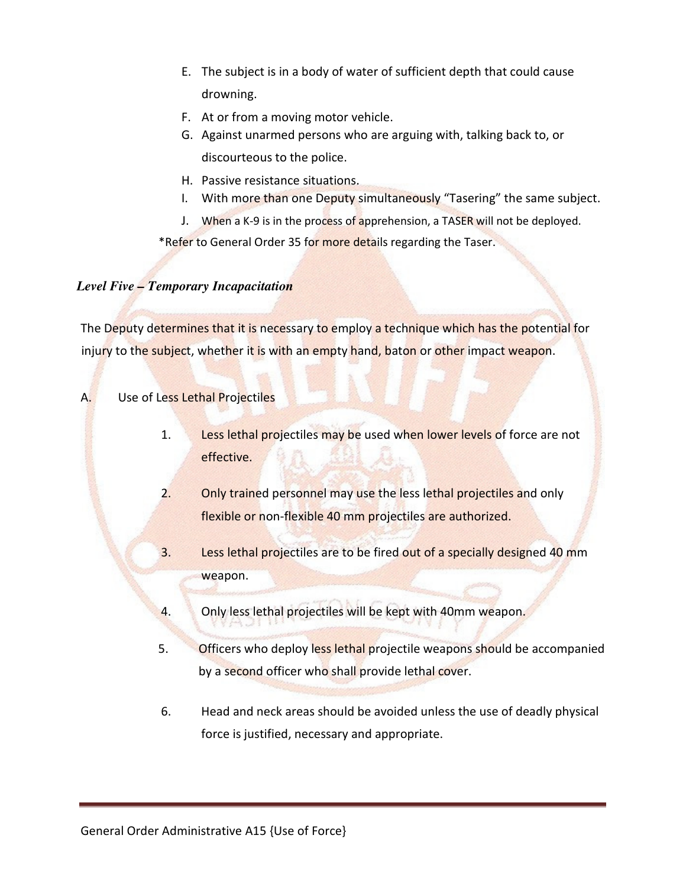E. The subject is in a body of water of sufficient depth that could cause drowning.
F. At or from a moving motor vehicle.
G. Against unarmed persons who are arguing with, talking back to, or discourteous to the police.
H. Passive resistance situations.
I. With more than one Deputy simultaneously "Tasering" the same subject.
J. When a K-9 is in the process of apprehension, a TASER will not be deployed.

*Refer to General Order 35 for more details regarding the Taser.

### *Level Five – Temporary Incapacitation*

The Deputy determines that it is necessary to employ a technique which has the potential for injury to the subject, whether it is with an empty hand, baton or other impact weapon.

A. Use of Less Lethal Projectiles

1. Less lethal projectiles may be used when lower levels of force are not effective.
2. Only trained personnel may use the less lethal projectiles and only flexible or non-flexible 40 mm projectiles are authorized.
3. Less lethal projectiles are to be fired out of a specially designed 40 mm weapon.
4. Only less lethal projectiles will be kept with 40mm weapon.
5. Officers who deploy less lethal projectile weapons should be accompanied by a second officer who shall provide lethal cover.
6. Head and neck areas should be avoided unless the use of deadly physical force is justified, necessary and appropriate.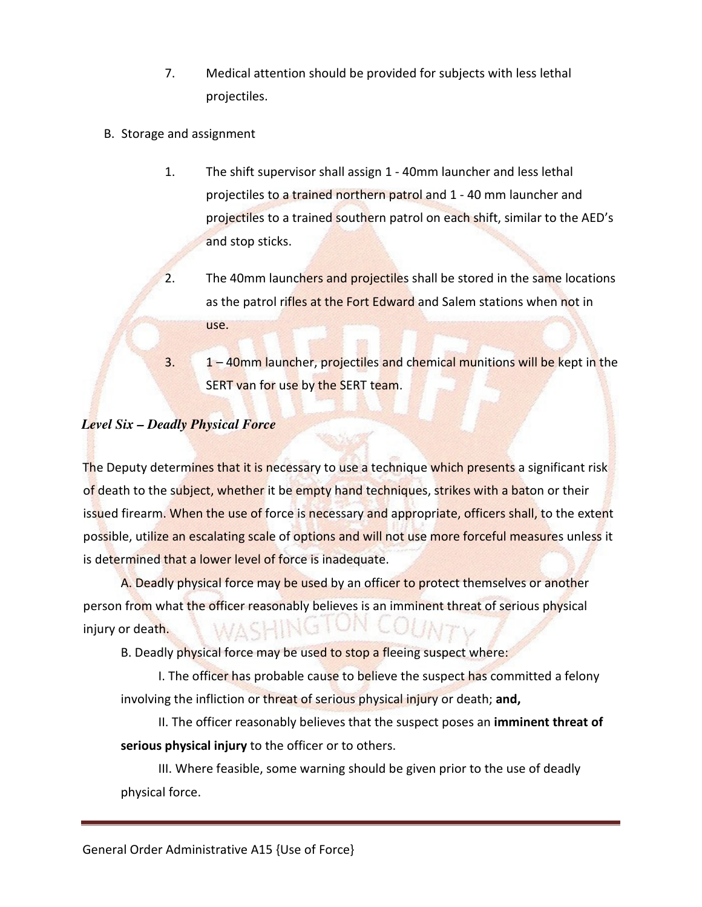7. Medical attention should be provided for subjects with less lethal projectiles.

B. Storage and assignment

1. The shift supervisor shall assign 1 - 40mm launcher and less lethal projectiles to a trained northern patrol and 1 - 40 mm launcher and projectiles to a trained southern patrol on each shift, similar to the AED's and stop sticks.

2. The 40mm launchers and projectiles shall be stored in the same locations as the patrol rifles at the Fort Edward and Salem stations when not in use.

3. 1 – 40mm launcher, projectiles and chemical munitions will be kept in the SERT van for use by the SERT team.

***Level Six – Deadly Physical Force***

The Deputy determines that it is necessary to use a technique which presents a significant risk of death to the subject, whether it be empty hand techniques, strikes with a baton or their issued firearm. When the use of force is necessary and appropriate, officers shall, to the extent possible, utilize an escalating scale of options and will not use more forceful measures unless it is determined that a lower level of force is inadequate.

A. Deadly physical force may be used by an officer to protect themselves or another person from what the officer reasonably believes is an imminent threat of serious physical injury or death.

B. Deadly physical force may be used to stop a fleeing suspect where:

I. The officer has probable cause to believe the suspect has committed a felony involving the infliction or threat of serious physical injury or death; **and,**

II. The officer reasonably believes that the suspect poses an **imminent threat of serious physical injury** to the officer or to others.

III. Where feasible, some warning should be given prior to the use of deadly physical force.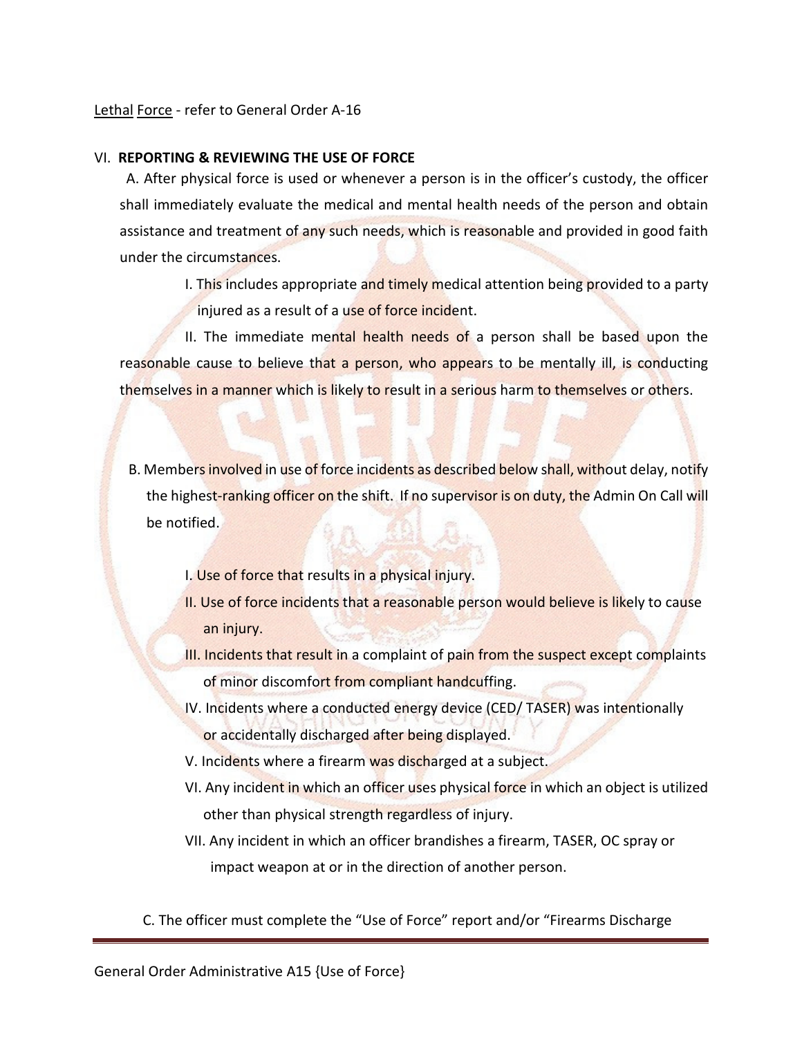Lethal Force - refer to General Order A-16

## VI. REPORTING & REVIEWING THE USE OF FORCE

A. After physical force is used or whenever a person is in the officer's custody, the officer shall immediately evaluate the medical and mental health needs of the person and obtain assistance and treatment of any such needs, which is reasonable and provided in good faith under the circumstances.

I. This includes appropriate and timely medical attention being provided to a party injured as a result of a use of force incident.

II. The immediate mental health needs of a person shall be based upon the reasonable cause to believe that a person, who appears to be mentally ill, is conducting themselves in a manner which is likely to result in a serious harm to themselves or others.

B. Members involved in use of force incidents as described below shall, without delay, notify the highest-ranking officer on the shift. If no supervisor is on duty, the Admin On Call will be notified.

I. Use of force that results in a physical injury.

II. Use of force incidents that a reasonable person would believe is likely to cause an injury.

III. Incidents that result in a complaint of pain from the suspect except complaints of minor discomfort from compliant handcuffing.

IV. Incidents where a conducted energy device (CED/ TASER) was intentionally or accidentally discharged after being displayed.

V. Incidents where a firearm was discharged at a subject.

VI. Any incident in which an officer uses physical force in which an object is utilized other than physical strength regardless of injury.

VII. Any incident in which an officer brandishes a firearm, TASER, OC spray or impact weapon at or in the direction of another person.

C. The officer must complete the "Use of Force" report and/or "Firearms Discharge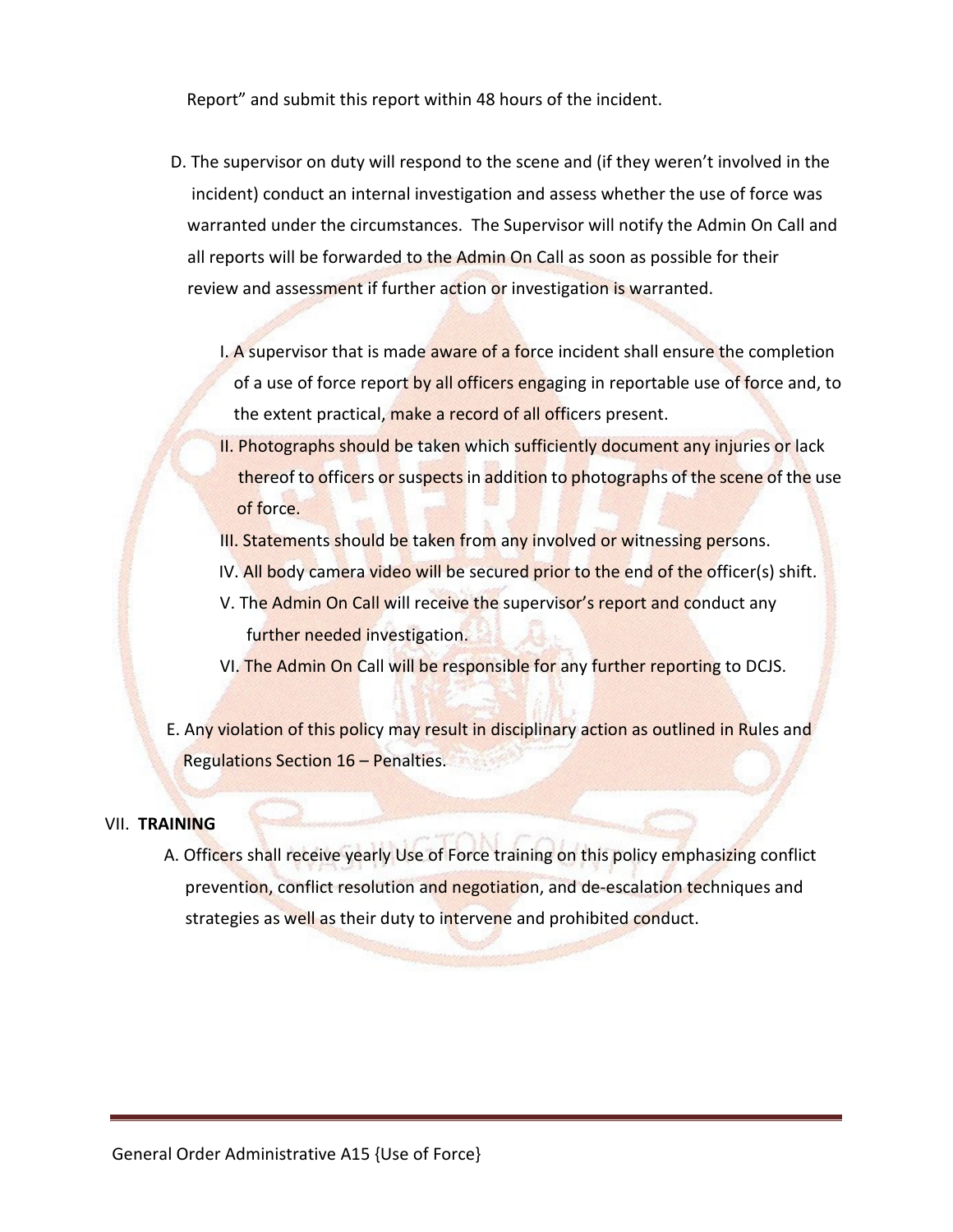Report" and submit this report within 48 hours of the incident.

D. The supervisor on duty will respond to the scene and (if they weren't involved in the incident) conduct an internal investigation and assess whether the use of force was warranted under the circumstances. The Supervisor will notify the Admin On Call and all reports will be forwarded to the Admin On Call as soon as possible for their review and assessment if further action or investigation is warranted.

   I. A supervisor that is made aware of a force incident shall ensure the completion of a use of force report by all officers engaging in reportable use of force and, to the extent practical, make a record of all officers present.
   II. Photographs should be taken which sufficiently document any injuries or lack thereof to officers or suspects in addition to photographs of the scene of the use of force.
   III. Statements should be taken from any involved or witnessing persons.
   IV. All body camera video will be secured prior to the end of the officer(s) shift.
   V. The Admin On Call will receive the supervisor's report and conduct any further needed investigation.
   VI. The Admin On Call will be responsible for any further reporting to DCJS.

E. Any violation of this policy may result in disciplinary action as outlined in Rules and Regulations Section 16 – Penalties.

VII. **TRAINING**

A. Officers shall receive yearly Use of Force training on this policy emphasizing conflict prevention, conflict resolution and negotiation, and de-escalation techniques and strategies as well as their duty to intervene and prohibited conduct.